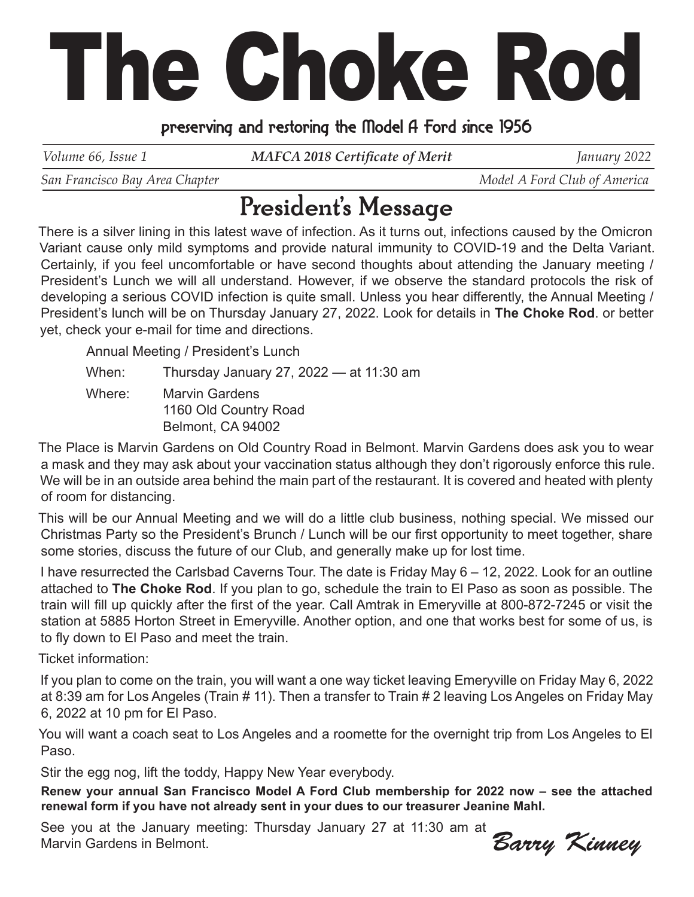# The Choke Rod

**preserving and restoring the Model A Ford since 1956**

*Volume 66, Issue 1* | ***MAFCA 2018 Certificate of Merit*** | *January 2022*

*San Francisco Bay Area Chapter* | *Model A Ford Club of America*

## President's Message

There is a silver lining in this latest wave of infection. As it turns out, infections caused by the Omicron Variant cause only mild symptoms and provide natural immunity to COVID-19 and the Delta Variant. Certainly, if you feel uncomfortable or have second thoughts about attending the January meeting / President's Lunch we will all understand. However, if we observe the standard protocols the risk of developing a serious COVID infection is quite small. Unless you hear differently, the Annual Meeting / President's lunch will be on Thursday January 27, 2022. Look for details in **The Choke Rod**. or better yet, check your e-mail for time and directions.

Annual Meeting / President's Lunch

When: Thursday January 27, 2022 — at 11:30 am

Where: Marvin Gardens
1160 Old Country Road
Belmont, CA 94002

The Place is Marvin Gardens on Old Country Road in Belmont. Marvin Gardens does ask you to wear a mask and they may ask about your vaccination status although they don't rigorously enforce this rule. We will be in an outside area behind the main part of the restaurant. It is covered and heated with plenty of room for distancing.

This will be our Annual Meeting and we will do a little club business, nothing special. We missed our Christmas Party so the President's Brunch / Lunch will be our first opportunity to meet together, share some stories, discuss the future of our Club, and generally make up for lost time.

I have resurrected the Carlsbad Caverns Tour. The date is Friday May 6 – 12, 2022. Look for an outline attached to **The Choke Rod**. If you plan to go, schedule the train to El Paso as soon as possible. The train will fill up quickly after the first of the year. Call Amtrak in Emeryville at 800-872-7245 or visit the station at 5885 Horton Street in Emeryville. Another option, and one that works best for some of us, is to fly down to El Paso and meet the train.

Ticket information:

If you plan to come on the train, you will want a one way ticket leaving Emeryville on Friday May 6, 2022 at 8:39 am for Los Angeles (Train # 11). Then a transfer to Train # 2 leaving Los Angeles on Friday May 6, 2022 at 10 pm for El Paso.

You will want a coach seat to Los Angeles and a roomette for the overnight trip from Los Angeles to El Paso.

Stir the egg nog, lift the toddy, Happy New Year everybody.

**Renew your annual San Francisco Model A Ford Club membership for 2022 now – see the attached renewal form if you have not already sent in your dues to our treasurer Jeanine Mahl.**

See you at the January meeting: Thursday January 27 at 11:30 am at Marvin Gardens in Belmont.

*Barry Kinney*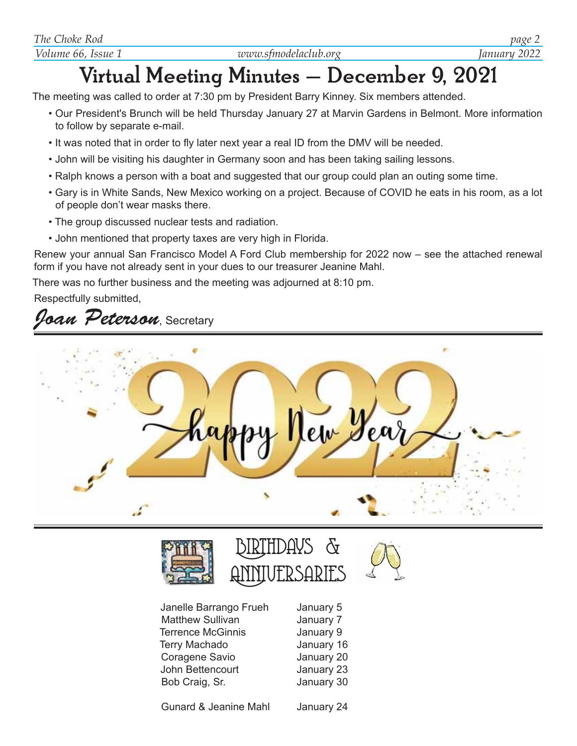# Virtual Meeting Minutes – December 9, 2021

The meeting was called to order at 7:30 pm by President Barry Kinney. Six members attended.

- Our President's Brunch will be held Thursday January 27 at Marvin Gardens in Belmont. More information to follow by separate e-mail.
- It was noted that in order to fly later next year a real ID from the DMV will be needed.
- John will be visiting his daughter in Germany soon and has been taking sailing lessons.
- Ralph knows a person with a boat and suggested that our group could plan an outing some time.
- Gary is in White Sands, New Mexico working on a project. Because of COVID he eats in his room, as a lot of people don't wear masks there.
- The group discussed nuclear tests and radiation.
- John mentioned that property taxes are very high in Florida.

Renew your annual San Francisco Model A Ford Club membership for 2022 now – see the attached renewal form if you have not already sent in your dues to our treasurer Jeanine Mahl.

There was no further business and the meeting was adjourned at 8:10 pm.

Respectfully submitted,

*Joan Peterson*, Secretary

2022 Happy New Year

## Birthdays & Anniversaries

| | |
|---|---|
| Janelle Barrango Frueh | January 5 |
| Matthew Sullivan | January 7 |
| Terrence McGinnis | January 9 |
| Terry Machado | January 16 |
| Coragene Savio | January 20 |
| John Bettencourt | January 23 |
| Bob Craig, Sr. | January 30 |
| | |
| Gunard & Jeanine Mahl | January 24 |